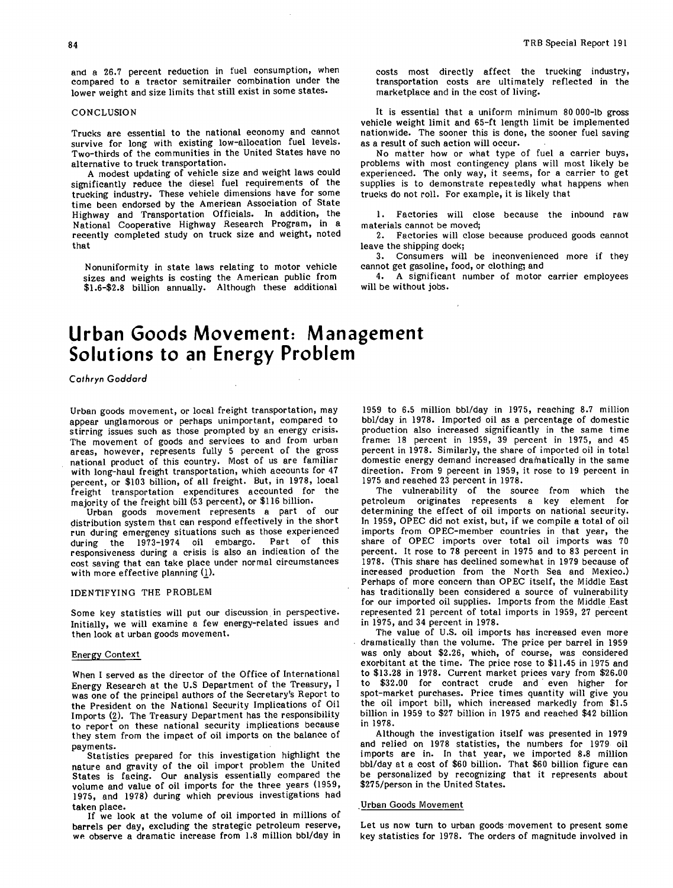and a 26.7 percent reduction in fuel consumption, when compared to a tractor semitrailer combination under the lower weight and size limits that still exist in some states.

## CONCLUSION

Trucks are essential to the national economy and cannot survive for long with existing low-allocation fuel levels. Two-thirds of the communities in the United States have no alternative to truck transportation.

A modest updating of vehicle size and weight laws could significantly reduce the diesel fuel requirements of the trucking industry. These vehicle dimensions have for some time been endorsed by the American Association of State Highway and Transportation Officials. In addition, the National Cooperative Highway Research Program, in a recently completed study on truck size and weight, noted that

> Nonuniformity in state laws relating to motor vehicle sizes and weights is costing the American public from \$1.6-\$2.8 billion annually. Although these additional costs most directly affect the trucking industry, transportation costs are ultimately reflected in the marketplace and in the cost of living.

It is essential that a uniform minimum 80 000-lb gross vehicle weight limit and 65-ft length limit be implemented nationwide. The sooner this is done, the sooner fuel saving as a result of such action will occur.

No matter how or what type of fuel a carrier buys, problems with most contingency plans will most likely be experienced. The only way, it seems, for a carrier to get supplies is to demonstrate repeatedly what happens when trucks do not roll. For example, it is likely that

1. Factories will close because the inbound raw materials cannot be moved;
2. Factories will close because produced goods cannot leave the shipping dock;
3. Consumers will be inconvenienced more if they cannot get gasoline, food, or clothing; and
4. A significant number of motor carrier employees will be without jobs.

# Urban Goods Movement: Management Solutions to an Energy Problem

*Cathryn Goddard*

Urban goods movement, or local freight transportation, may appear unglamorous or perhaps unimportant, compared to stirring issues such as those prompted by an energy crisis. The movement of goods and services to and from urban areas, however, represents fully 5 percent of the gross national product of this country. Most of us are familiar with long-haul freight transportation, which accounts for 47 percent, or \$103 billion, of all freight. But, in 1978, local freight transportation expenditures accounted for the majority of the freight bill (53 percent), or \$116 billion.

Urban goods movement represents a part of our distribution system that can respond effectively in the short run during emergency situations such as those experienced during the 1973-1974 oil embargo. Part of this responsiveness during a crisis is also an indication of the cost saving that can take place under normal circumstances with more effective planning (1).

## IDENTIFYING THE PROBLEM

Some key statistics will put our discussion in perspective. Initially, we will examine a few energy-related issues and then look at urban goods movement.

### Energy Context

When I served as the director of the Office of International Energy Research at the U.S Department of the Treasury, I was one of the principal authors of the Secretary's Report to the President on the National Security Implications of Oil Imports (2). The Treasury Department has the responsibility to report on these national security implications because they stem from the impact of oil imports on the balance of payments.

Statistics prepared for this investigation highlight the nature and gravity of the oil import problem the United States is facing. Our analysis essentially compared the volume and value of oil imports for the three years (1959, 1975, and 1978) during which previous investigations had taken place.

If we look at the volume of oil imported in millions of barrels per day, excluding the strategic petroleum reserve, we observe a dramatic increase from 1.8 million bbl/day in 1959 to 6.5 million bbl/day in 1975, reaching 8.7 million bbl/day in 1978. Imported oil as a percentage of domestic production also increased significantly in the same time frame: 18 percent in 1959, 39 percent in 1975, and 45 percent in 1978. Similarly, the share of imported oil in total domestic energy demand increased dramatically in the same direction. From 9 percent in 1959, it rose to 19 percent in 1975 and reached 23 percent in 1978.

The vulnerability of the source from which the petroleum originates represents a key element for determining the effect of oil imports on national security. In 1959, OPEC did not exist, but, if we compile a total of oil imports from OPEC-member countries in that year, the share of OPEC imports over total oil imports was 70 percent. It rose to 78 percent in 1975 and to 83 percent in 1978. (This share has declined somewhat in 1979 because of increased production from the North Sea and Mexico.) Perhaps of more concern than OPEC itself, the Middle East has traditionally been considered a source of vulnerability for our imported oil supplies. Imports from the Middle East represented 21 percent of total imports in 1959, 27 percent in 1975, and 34 percent in 1978.

The value of U.S. oil imports has increased even more dramatically than the volume. The price per barrel in 1959 was only about \$2.26, which, of course, was considered exorbitant at the time. The price rose to \$11.45 in 1975 and to \$13.28 in 1978. Current market prices vary from \$26.00 to \$32.00 for contract crude and even higher for spot-market purchases. Price times quantity will give you the oil import bill, which increased markedly from \$1.5 billion in 1959 to \$27 billion in 1975 and reached \$42 billion in 1978.

Although the investigation itself was presented in 1979 and relied on 1978 statistics, the numbers for 1979 oil imports are in. In that year, we imported 8.8 million bbl/day at a cost of \$60 billion. That \$60 billion figure can be personalized by recognizing that it represents about \$275/person in the United States.

### Urban Goods Movement

Let us now turn to urban goods movement to present some key statistics for 1978. The orders of magnitude involved in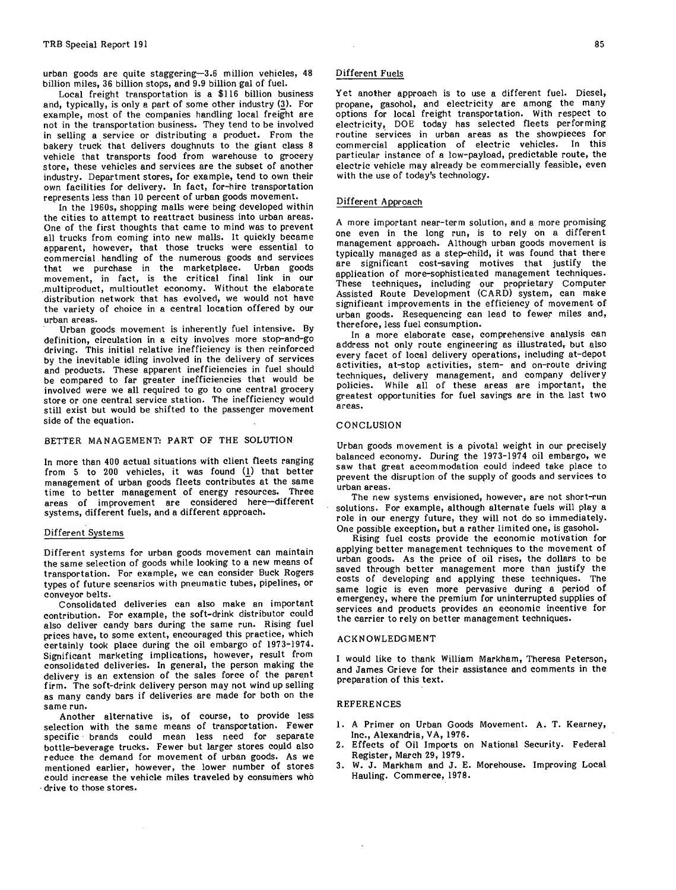urban goods are quite staggering—3.6 million vehicles, 48 billion miles, 36 billion stops, and 9.9 billion gal of fuel.

Local freight transportation is a $116 billion business and, typically, is only a part of some other industry (3). For example, most of the companies handling local freight are not in the transportation business. They tend to be involved in selling a service or distributing a product. From the bakery truck that delivers doughnuts to the giant class 8 vehicle that transports food from warehouse to grocery store, these vehicles and services are the subset of another industry. Department stores, for example, tend to own their own facilities for delivery. In fact, for-hire transportation represents less than 10 percent of urban goods movement.

In the 1960s, shopping malls were being developed within the cities to attempt to reattract business into urban areas. One of the first thoughts that came to mind was to prevent all trucks from coming into new malls. It quickly became apparent, however, that those trucks were essential to commercial handling of the numerous goods and services that we purchase in the marketplace. Urban goods movement, in fact, is the critical final link in our multiproduct, multioutlet economy. Without the elaborate distribution network that has evolved, we would not have the variety of choice in a central location offered by our urban areas.

Urban goods movement is inherently fuel intensive. By definition, circulation in a city involves more stop-and-go driving. This initial relative inefficiency is then reinforced by the inevitable idling involved in the delivery of services and products. These apparent inefficiencies in fuel should be compared to far greater inefficiencies that would be involved were we all required to go to one central grocery store or one central service station. The inefficiency would still exist but would be shifted to the passenger movement side of the equation.

## BETTER MANAGEMENT: PART OF THE SOLUTION

In more than 400 actual situations with client fleets ranging from 5 to 200 vehicles, it was found (1) that better management of urban goods fleets contributes at the same time to better management of energy resources. Three areas of improvement are considered here—different systems, different fuels, and a different approach.

### Different Systems

Different systems for urban goods movement can maintain the same selection of goods while looking to a new means of transportation. For example, we can consider Buck Rogers types of future scenarios with pneumatic tubes, pipelines, or conveyor belts.

Consolidated deliveries can also make an important contribution. For example, the soft-drink distributor could also deliver candy bars during the same run. Rising fuel prices have, to some extent, encouraged this practice, which certainly took place during the oil embargo of 1973-1974. Significant marketing implications, however, result from consolidated deliveries. In general, the person making the delivery is an extension of the sales force of the parent firm. The soft-drink delivery person may not wind up selling as many candy bars if deliveries are made for both on the same run.

Another alternative is, of course, to provide less selection with the same means of transportation. Fewer specific brands could mean less need for separate bottle-beverage trucks. Fewer but larger stores could also reduce the demand for movement of urban goods. As we mentioned earlier, however, the lower number of stores could increase the vehicle miles traveled by consumers who drive to those stores.

### Different Fuels

Yet another approach is to use a different fuel. Diesel, propane, gasohol, and electricity are among the many options for local freight transportation. With respect to electricity, DOE today has selected fleets performing routine services in urban areas as the showpieces for commercial application of electric vehicles. In this particular instance of a low-payload, predictable route, the electric vehicle may already be commercially feasible, even with the use of today's technology.

### Different Approach

A more important near-term solution, and a more promising one even in the long run, is to rely on a different management approach. Although urban goods movement is typically managed as a step-child, it was found that there are significant cost-saving motives that justify the application of more-sophisticated management techniques. These techniques, including our proprietary Computer Assisted Route Development (CARD) system, can make significant improvements in the efficiency of movement of urban goods. Resequencing can lead to fewer miles and, therefore, less fuel consumption.

In a more elaborate case, comprehensive analysis can address not only route engineering as illustrated, but also every facet of local delivery operations, including at-depot activities, at-stop activities, stem- and on-route driving techniques, delivery management, and company delivery policies. While all of these areas are important, the greatest opportunities for fuel savings are in the last two areas.

## CONCLUSION

Urban goods movement is a pivotal weight in our precisely balanced economy. During the 1973-1974 oil embargo, we saw that great accommodation could indeed take place to prevent the disruption of the supply of goods and services to urban areas.

The new systems envisioned, however, are not short-run solutions. For example, although alternate fuels will play a role in our energy future, they will not do so immediately. One possible exception, but a rather limited one, is gasohol.

Rising fuel costs provide the economic motivation for applying better management techniques to the movement of urban goods. As the price of oil rises, the dollars to be saved through better management more than justify the costs of developing and applying these techniques. The same logic is even more pervasive during a period of emergency, where the premium for uninterrupted supplies of services and products provides an economic incentive for the carrier to rely on better management techniques.

## ACKNOWLEDGMENT

I would like to thank William Markham, Theresa Peterson, and James Grieve for their assistance and comments in the preparation of this text.

## REFERENCES

1. A Primer on Urban Goods Movement. A. T. Kearney, Inc., Alexandria, VA, 1976.
2. Effects of Oil Imports on National Security. Federal Register, March 29, 1979.
3. W. J. Markham and J. E. Morehouse. Improving Local Hauling. Commerce, 1978.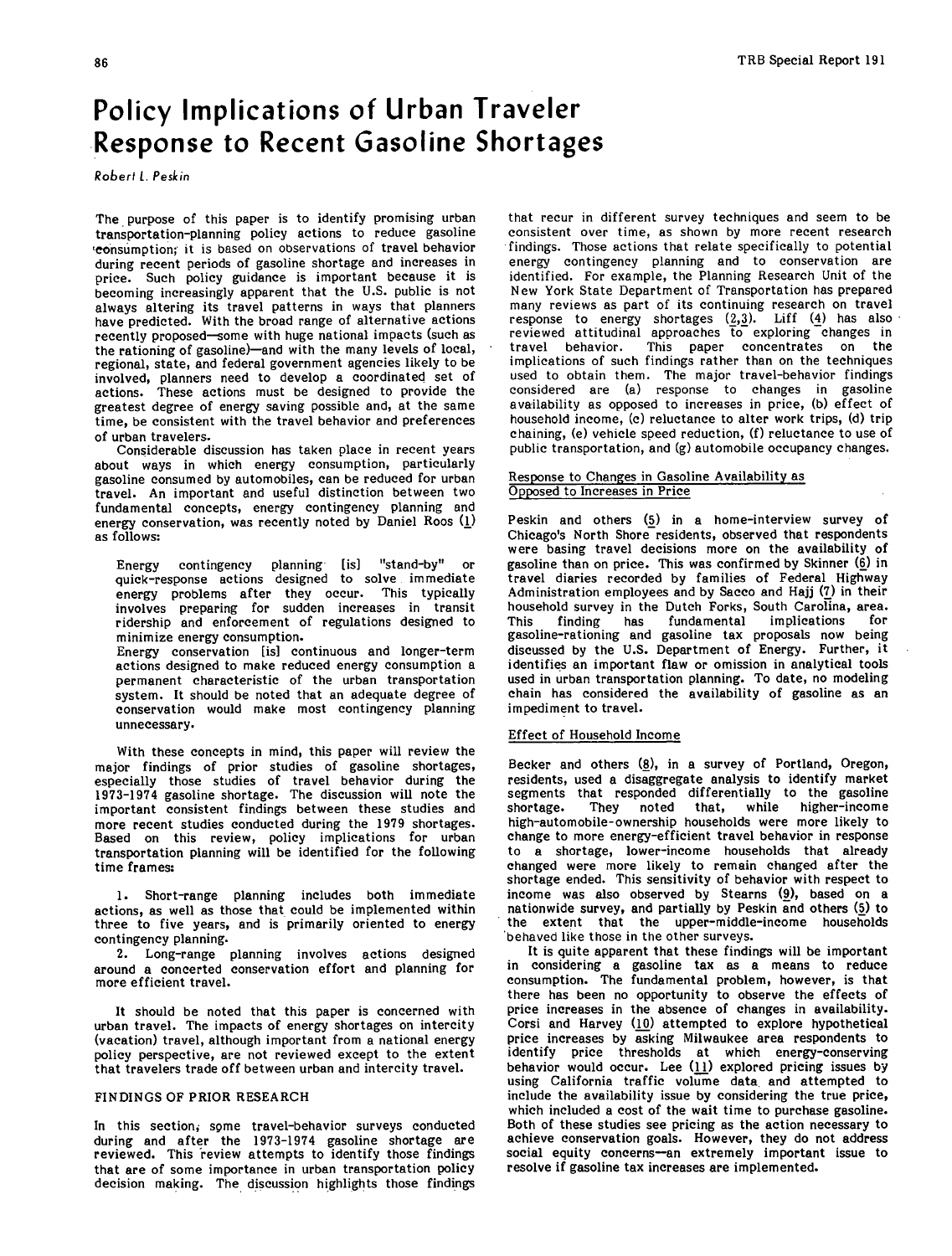# Policy Implications of Urban Traveler Response to Recent Gasoline Shortages

*Robert L. Peskin*

The purpose of this paper is to identify promising urban transportation-planning policy actions to reduce gasoline consumption; it is based on observations of travel behavior during recent periods of gasoline shortage and increases in price. Such policy guidance is important because it is becoming increasingly apparent that the U.S. public is not always altering its travel patterns in ways that planners have predicted. With the broad range of alternative actions recently proposed—some with huge national impacts (such as the rationing of gasoline)—and with the many levels of local, regional, state, and federal government agencies likely to be involved, planners need to develop a coordinated set of actions. These actions must be designed to provide the greatest degree of energy saving possible and, at the same time, be consistent with the travel behavior and preferences of urban travelers.

Considerable discussion has taken place in recent years about ways in which energy consumption, particularly gasoline consumed by automobiles, can be reduced for urban travel. An important and useful distinction between two fundamental concepts, energy contingency planning and energy conservation, was recently noted by Daniel Roos (1) as follows:

> Energy contingency planning [is] "stand-by" or quick-response actions designed to solve immediate energy problems after they occur. This typically involves preparing for sudden increases in transit ridership and enforcement of regulations designed to minimize energy consumption.
>
> Energy conservation [is] continuous and longer-term actions designed to make reduced energy consumption a permanent characteristic of the urban transportation system. It should be noted that an adequate degree of conservation would make most contingency planning unnecessary.

With these concepts in mind, this paper will review the major findings of prior studies of gasoline shortages, especially those studies of travel behavior during the 1973-1974 gasoline shortage. The discussion will note the important consistent findings between these studies and more recent studies conducted during the 1979 shortages. Based on this review, policy implications for urban transportation planning will be identified for the following time frames:

1. Short-range planning includes both immediate actions, as well as those that could be implemented within three to five years, and is primarily oriented to energy contingency planning.
2. Long-range planning involves actions designed around a concerted conservation effort and planning for more efficient travel.

It should be noted that this paper is concerned with urban travel. The impacts of energy shortages on intercity (vacation) travel, although important from a national energy policy perspective, are not reviewed except to the extent that travelers trade off between urban and intercity travel.

## FINDINGS OF PRIOR RESEARCH

In this section, some travel-behavior surveys conducted during and after the 1973-1974 gasoline shortage are reviewed. This review attempts to identify those findings that are of some importance in urban transportation policy decision making. The discussion highlights those findings that recur in different survey techniques and seem to be consistent over time, as shown by more recent research findings. Those actions that relate specifically to potential energy contingency planning and to conservation are identified. For example, the Planning Research Unit of the New York State Department of Transportation has prepared many reviews as part of its continuing research on travel response to energy shortages (2,3). Liff (4) has also reviewed attitudinal approaches to exploring changes in travel behavior. This paper concentrates on the implications of such findings rather than on the techniques used to obtain them. The major travel-behavior findings considered are (a) response to changes in gasoline availability as opposed to increases in price, (b) effect of household income, (c) reluctance to alter work trips, (d) trip chaining, (e) vehicle speed reduction, (f) reluctance to use of public transportation, and (g) automobile occupancy changes.

### Response to Changes in Gasoline Availability as Opposed to Increases in Price

Peskin and others (5) in a home-interview survey of Chicago's North Shore residents, observed that respondents were basing travel decisions more on the availability of gasoline than on price. This was confirmed by Skinner (6) in travel diaries recorded by families of Federal Highway Administration employees and by Sacco and Hajj (7) in their household survey in the Dutch Forks, South Carolina, area. This finding has fundamental implications for gasoline-rationing and gasoline tax proposals now being discussed by the U.S. Department of Energy. Further, it identifies an important flaw or omission in analytical tools used in urban transportation planning. To date, no modeling chain has considered the availability of gasoline as an impediment to travel.

### Effect of Household Income

Becker and others (8), in a survey of Portland, Oregon, residents, used a disaggregate analysis to identify market segments that responded differentially to the gasoline shortage. They noted that, while higher-income high-automobile-ownership households were more likely to change to more energy-efficient travel behavior in response to a shortage, lower-income households that already changed were more likely to remain changed after the shortage ended. This sensitivity of behavior with respect to income was also observed by Stearns (9), based on a nationwide survey, and partially by Peskin and others (5) to the extent that the upper-middle-income households behaved like those in the other surveys.

It is quite apparent that these findings will be important in considering a gasoline tax as a means to reduce consumption. The fundamental problem, however, is that there has been no opportunity to observe the effects of price increases in the absence of changes in availability. Corsi and Harvey (10) attempted to explore hypothetical price increases by asking Milwaukee area respondents to identify price thresholds at which energy-conserving behavior would occur. Lee (11) explored pricing issues by using California traffic volume data and attempted to include the availability issue by considering the true price, which included a cost of the wait time to purchase gasoline. Both of these studies see pricing as the action necessary to achieve conservation goals. However, they do not address social equity concerns—an extremely important issue to resolve if gasoline tax increases are implemented.